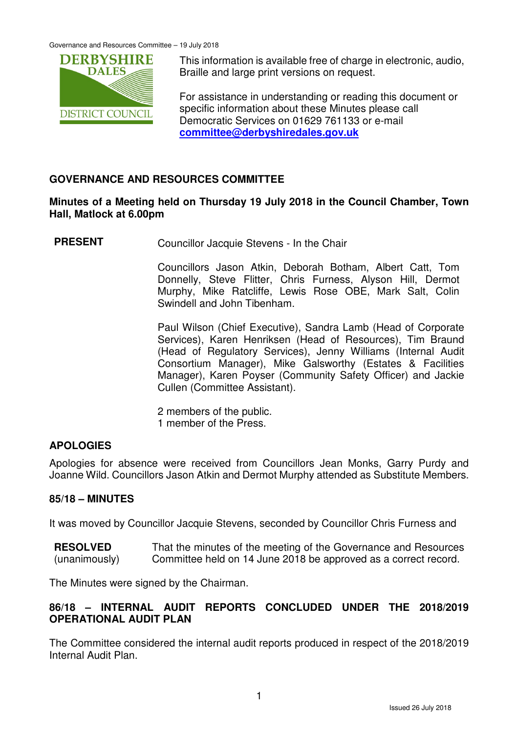This information is available free of charge in electronic, audio, Braille and large print versions on request.

For assistance in understanding or reading this document or specific information about these Minutes please call Democratic Services on 01629 761133 or e-mail **committee@derbyshiredales.gov.uk**

## GOVERNANCE AND RESOURCES COMMITTEE

**Minutes of a Meeting held on Thursday 19 July 2018 in the Council Chamber, Town Hall, Matlock at 6.00pm**

**PRESENT** Councillor Jacquie Stevens - In the Chair

Councillors Jason Atkin, Deborah Botham, Albert Catt, Tom Donnelly, Steve Flitter, Chris Furness, Alyson Hill, Dermot Murphy, Mike Ratcliffe, Lewis Rose OBE, Mark Salt, Colin Swindell and John Tibenham.

Paul Wilson (Chief Executive), Sandra Lamb (Head of Corporate Services), Karen Henriksen (Head of Resources), Tim Braund (Head of Regulatory Services), Jenny Williams (Internal Audit Consortium Manager), Mike Galsworthy (Estates & Facilities Manager), Karen Poyser (Community Safety Officer) and Jackie Cullen (Committee Assistant).

2 members of the public.
1 member of the Press.

### APOLOGIES

Apologies for absence were received from Councillors Jean Monks, Garry Purdy and Joanne Wild. Councillors Jason Atkin and Dermot Murphy attended as Substitute Members.

### 85/18 – MINUTES

It was moved by Councillor Jacquie Stevens, seconded by Councillor Chris Furness and

**RESOLVED** (unanimously) That the minutes of the meeting of the Governance and Resources Committee held on 14 June 2018 be approved as a correct record.

The Minutes were signed by the Chairman.

### 86/18 – INTERNAL AUDIT REPORTS CONCLUDED UNDER THE 2018/2019 OPERATIONAL AUDIT PLAN

The Committee considered the internal audit reports produced in respect of the 2018/2019 Internal Audit Plan.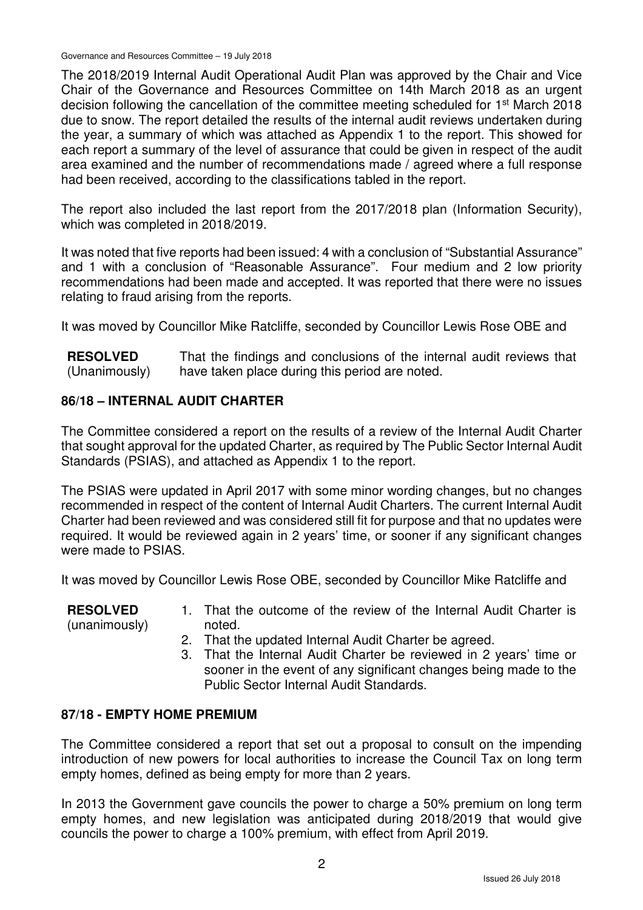The 2018/2019 Internal Audit Operational Audit Plan was approved by the Chair and Vice Chair of the Governance and Resources Committee on 14th March 2018 as an urgent decision following the cancellation of the committee meeting scheduled for 1st March 2018 due to snow. The report detailed the results of the internal audit reviews undertaken during the year, a summary of which was attached as Appendix 1 to the report. This showed for each report a summary of the level of assurance that could be given in respect of the audit area examined and the number of recommendations made / agreed where a full response had been received, according to the classifications tabled in the report.

The report also included the last report from the 2017/2018 plan (Information Security), which was completed in 2018/2019.

It was noted that five reports had been issued: 4 with a conclusion of "Substantial Assurance" and 1 with a conclusion of "Reasonable Assurance". Four medium and 2 low priority recommendations had been made and accepted. It was reported that there were no issues relating to fraud arising from the reports.

It was moved by Councillor Mike Ratcliffe, seconded by Councillor Lewis Rose OBE and

**RESOLVED** (Unanimously) That the findings and conclusions of the internal audit reviews that have taken place during this period are noted.

## 86/18 – INTERNAL AUDIT CHARTER

The Committee considered a report on the results of a review of the Internal Audit Charter that sought approval for the updated Charter, as required by The Public Sector Internal Audit Standards (PSIAS), and attached as Appendix 1 to the report.

The PSIAS were updated in April 2017 with some minor wording changes, but no changes recommended in respect of the content of Internal Audit Charters. The current Internal Audit Charter had been reviewed and was considered still fit for purpose and that no updates were required. It would be reviewed again in 2 years' time, or sooner if any significant changes were made to PSIAS.

It was moved by Councillor Lewis Rose OBE, seconded by Councillor Mike Ratcliffe and

**RESOLVED** (unanimously)

1. That the outcome of the review of the Internal Audit Charter is noted.
2. That the updated Internal Audit Charter be agreed.
3. That the Internal Audit Charter be reviewed in 2 years' time or sooner in the event of any significant changes being made to the Public Sector Internal Audit Standards.

## 87/18 - EMPTY HOME PREMIUM

The Committee considered a report that set out a proposal to consult on the impending introduction of new powers for local authorities to increase the Council Tax on long term empty homes, defined as being empty for more than 2 years.

In 2013 the Government gave councils the power to charge a 50% premium on long term empty homes, and new legislation was anticipated during 2018/2019 that would give councils the power to charge a 100% premium, with effect from April 2019.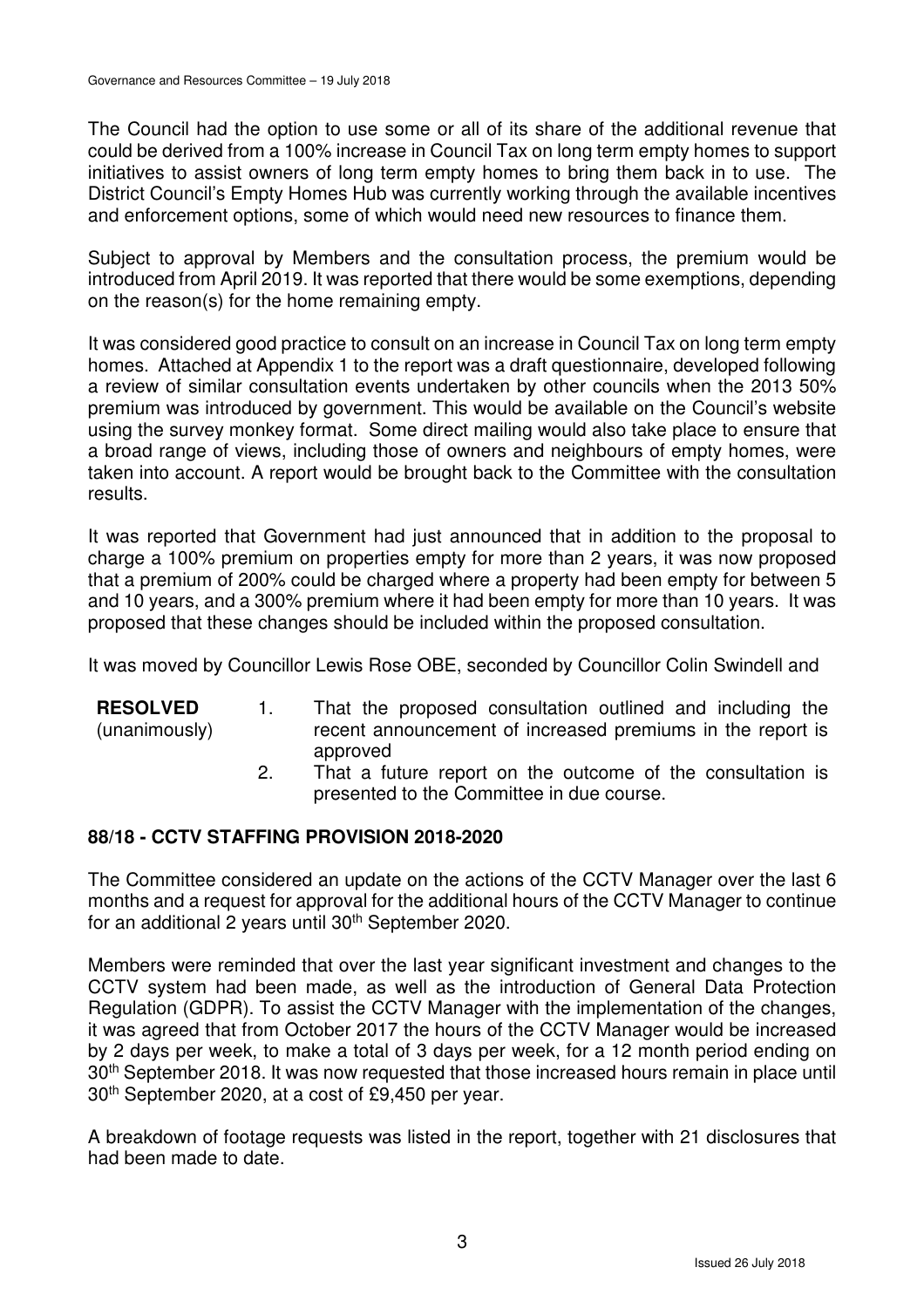The Council had the option to use some or all of its share of the additional revenue that could be derived from a 100% increase in Council Tax on long term empty homes to support initiatives to assist owners of long term empty homes to bring them back in to use. The District Council's Empty Homes Hub was currently working through the available incentives and enforcement options, some of which would need new resources to finance them.

Subject to approval by Members and the consultation process, the premium would be introduced from April 2019. It was reported that there would be some exemptions, depending on the reason(s) for the home remaining empty.

It was considered good practice to consult on an increase in Council Tax on long term empty homes. Attached at Appendix 1 to the report was a draft questionnaire, developed following a review of similar consultation events undertaken by other councils when the 2013 50% premium was introduced by government. This would be available on the Council's website using the survey monkey format. Some direct mailing would also take place to ensure that a broad range of views, including those of owners and neighbours of empty homes, were taken into account. A report would be brought back to the Committee with the consultation results.

It was reported that Government had just announced that in addition to the proposal to charge a 100% premium on properties empty for more than 2 years, it was now proposed that a premium of 200% could be charged where a property had been empty for between 5 and 10 years, and a 300% premium where it had been empty for more than 10 years. It was proposed that these changes should be included within the proposed consultation.

It was moved by Councillor Lewis Rose OBE, seconded by Councillor Colin Swindell and

**RESOLVED** (unanimously)

1. That the proposed consultation outlined and including the recent announcement of increased premiums in the report is approved
2. That a future report on the outcome of the consultation is presented to the Committee in due course.

## 88/18 - CCTV STAFFING PROVISION 2018-2020

The Committee considered an update on the actions of the CCTV Manager over the last 6 months and a request for approval for the additional hours of the CCTV Manager to continue for an additional 2 years until 30th September 2020.

Members were reminded that over the last year significant investment and changes to the CCTV system had been made, as well as the introduction of General Data Protection Regulation (GDPR). To assist the CCTV Manager with the implementation of the changes, it was agreed that from October 2017 the hours of the CCTV Manager would be increased by 2 days per week, to make a total of 3 days per week, for a 12 month period ending on 30th September 2018. It was now requested that those increased hours remain in place until 30th September 2020, at a cost of £9,450 per year.

A breakdown of footage requests was listed in the report, together with 21 disclosures that had been made to date.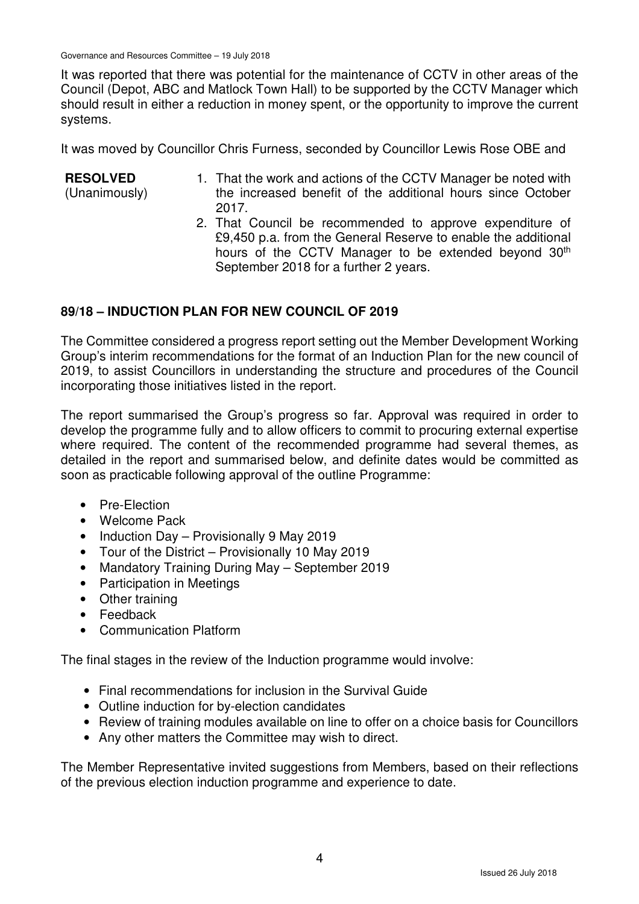It was reported that there was potential for the maintenance of CCTV in other areas of the Council (Depot, ABC and Matlock Town Hall) to be supported by the CCTV Manager which should result in either a reduction in money spent, or the opportunity to improve the current systems.

It was moved by Councillor Chris Furness, seconded by Councillor Lewis Rose OBE and

**RESOLVED** (Unanimously)

1. That the work and actions of the CCTV Manager be noted with the increased benefit of the additional hours since October 2017.
2. That Council be recommended to approve expenditure of £9,450 p.a. from the General Reserve to enable the additional hours of the CCTV Manager to be extended beyond 30th September 2018 for a further 2 years.

## 89/18 – INDUCTION PLAN FOR NEW COUNCIL OF 2019

The Committee considered a progress report setting out the Member Development Working Group's interim recommendations for the format of an Induction Plan for the new council of 2019, to assist Councillors in understanding the structure and procedures of the Council incorporating those initiatives listed in the report.

The report summarised the Group's progress so far. Approval was required in order to develop the programme fully and to allow officers to commit to procuring external expertise where required. The content of the recommended programme had several themes, as detailed in the report and summarised below, and definite dates would be committed as soon as practicable following approval of the outline Programme:

- Pre-Election
- Welcome Pack
- Induction Day – Provisionally 9 May 2019
- Tour of the District – Provisionally 10 May 2019
- Mandatory Training During May – September 2019
- Participation in Meetings
- Other training
- Feedback
- Communication Platform

The final stages in the review of the Induction programme would involve:

- Final recommendations for inclusion in the Survival Guide
- Outline induction for by-election candidates
- Review of training modules available on line to offer on a choice basis for Councillors
- Any other matters the Committee may wish to direct.

The Member Representative invited suggestions from Members, based on their reflections of the previous election induction programme and experience to date.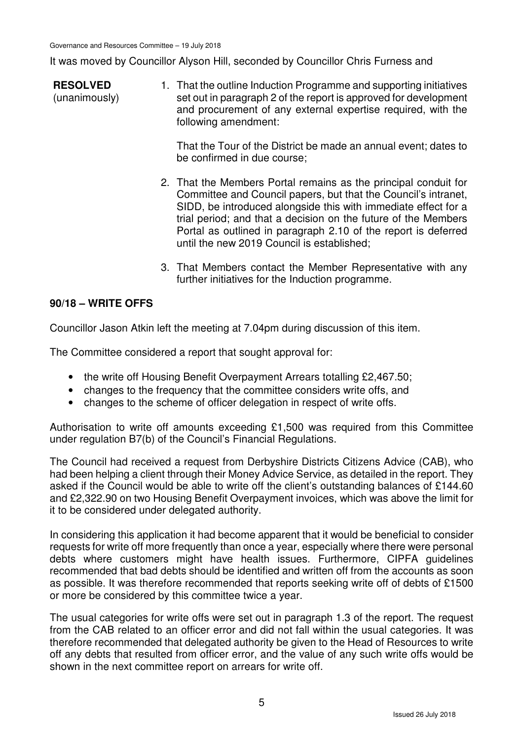It was moved by Councillor Alyson Hill, seconded by Councillor Chris Furness and

**RESOLVED** (unanimously)

1. That the outline Induction Programme and supporting initiatives set out in paragraph 2 of the report is approved for development and procurement of any external expertise required, with the following amendment:

   That the Tour of the District be made an annual event; dates to be confirmed in due course;

2. That the Members Portal remains as the principal conduit for Committee and Council papers, but that the Council's intranet, SIDD, be introduced alongside this with immediate effect for a trial period; and that a decision on the future of the Members Portal as outlined in paragraph 2.10 of the report is deferred until the new 2019 Council is established;

3. That Members contact the Member Representative with any further initiatives for the Induction programme.

## 90/18 – WRITE OFFS

Councillor Jason Atkin left the meeting at 7.04pm during discussion of this item.

The Committee considered a report that sought approval for:

- the write off Housing Benefit Overpayment Arrears totalling £2,467.50;
- changes to the frequency that the committee considers write offs, and
- changes to the scheme of officer delegation in respect of write offs.

Authorisation to write off amounts exceeding £1,500 was required from this Committee under regulation B7(b) of the Council's Financial Regulations.

The Council had received a request from Derbyshire Districts Citizens Advice (CAB), who had been helping a client through their Money Advice Service, as detailed in the report. They asked if the Council would be able to write off the client's outstanding balances of £144.60 and £2,322.90 on two Housing Benefit Overpayment invoices, which was above the limit for it to be considered under delegated authority.

In considering this application it had become apparent that it would be beneficial to consider requests for write off more frequently than once a year, especially where there were personal debts where customers might have health issues. Furthermore, CIPFA guidelines recommended that bad debts should be identified and written off from the accounts as soon as possible. It was therefore recommended that reports seeking write off of debts of £1500 or more be considered by this committee twice a year.

The usual categories for write offs were set out in paragraph 1.3 of the report. The request from the CAB related to an officer error and did not fall within the usual categories. It was therefore recommended that delegated authority be given to the Head of Resources to write off any debts that resulted from officer error, and the value of any such write offs would be shown in the next committee report on arrears for write off.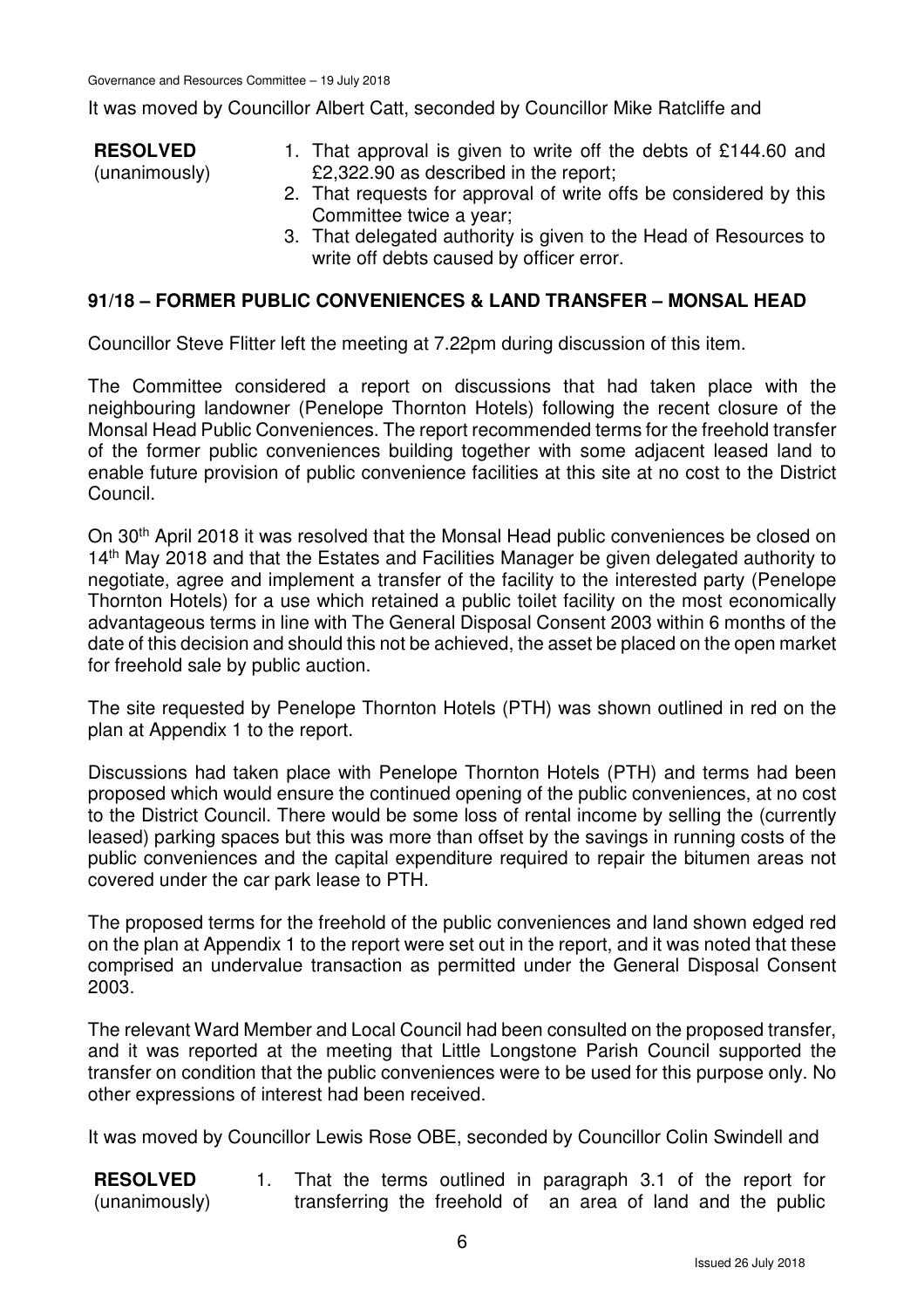It was moved by Councillor Albert Catt, seconded by Councillor Mike Ratcliffe and

**RESOLVED** (unanimously)

1. That approval is given to write off the debts of £144.60 and £2,322.90 as described in the report;
2. That requests for approval of write offs be considered by this Committee twice a year;
3. That delegated authority is given to the Head of Resources to write off debts caused by officer error.

## 91/18 – FORMER PUBLIC CONVENIENCES & LAND TRANSFER – MONSAL HEAD

Councillor Steve Flitter left the meeting at 7.22pm during discussion of this item.

The Committee considered a report on discussions that had taken place with the neighbouring landowner (Penelope Thornton Hotels) following the recent closure of the Monsal Head Public Conveniences. The report recommended terms for the freehold transfer of the former public conveniences building together with some adjacent leased land to enable future provision of public convenience facilities at this site at no cost to the District Council.

On 30th April 2018 it was resolved that the Monsal Head public conveniences be closed on 14th May 2018 and that the Estates and Facilities Manager be given delegated authority to negotiate, agree and implement a transfer of the facility to the interested party (Penelope Thornton Hotels) for a use which retained a public toilet facility on the most economically advantageous terms in line with The General Disposal Consent 2003 within 6 months of the date of this decision and should this not be achieved, the asset be placed on the open market for freehold sale by public auction.

The site requested by Penelope Thornton Hotels (PTH) was shown outlined in red on the plan at Appendix 1 to the report.

Discussions had taken place with Penelope Thornton Hotels (PTH) and terms had been proposed which would ensure the continued opening of the public conveniences, at no cost to the District Council. There would be some loss of rental income by selling the (currently leased) parking spaces but this was more than offset by the savings in running costs of the public conveniences and the capital expenditure required to repair the bitumen areas not covered under the car park lease to PTH.

The proposed terms for the freehold of the public conveniences and land shown edged red on the plan at Appendix 1 to the report were set out in the report, and it was noted that these comprised an undervalue transaction as permitted under the General Disposal Consent 2003.

The relevant Ward Member and Local Council had been consulted on the proposed transfer, and it was reported at the meeting that Little Longstone Parish Council supported the transfer on condition that the public conveniences were to be used for this purpose only. No other expressions of interest had been received.

It was moved by Councillor Lewis Rose OBE, seconded by Councillor Colin Swindell and

**RESOLVED** (unanimously)

1. That the terms outlined in paragraph 3.1 of the report for transferring the freehold of an area of land and the public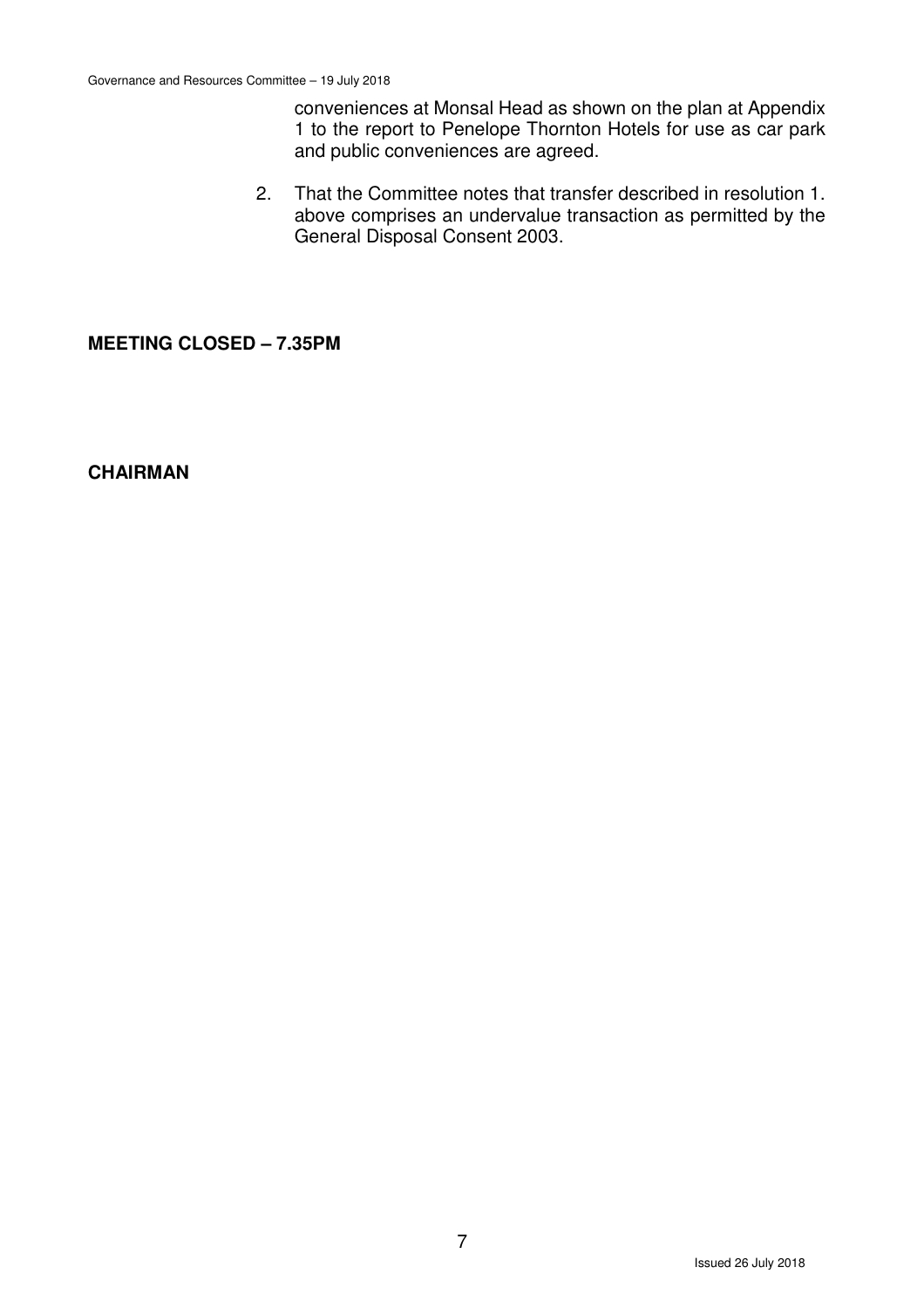conveniences at Monsal Head as shown on the plan at Appendix 1 to the report to Penelope Thornton Hotels for use as car park and public conveniences are agreed.

2. That the Committee notes that transfer described in resolution 1. above comprises an undervalue transaction as permitted by the General Disposal Consent 2003.

**MEETING CLOSED – 7.35PM**

**CHAIRMAN**

Issued 26 July 2018